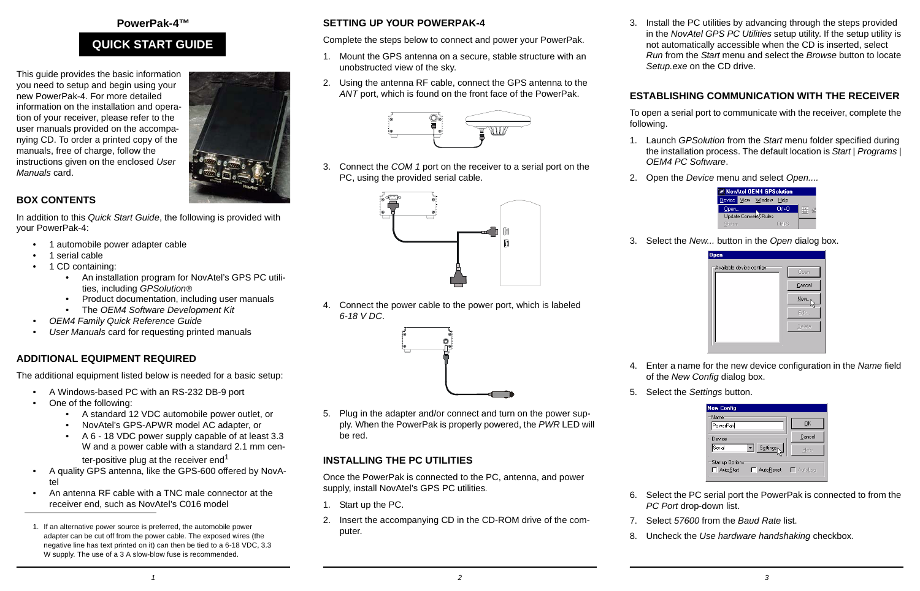# PowerPak-4™

## QUICK START GUIDE

This guide provides the basic information you need to setup and begin using your new PowerPak-4. For more detailed information on the installation and operation of your receiver, please refer to the user manuals provided on the accompanying CD. To order a printed copy of the manuals, free of charge, follow the instructions given on the enclosed *User Manuals* card.

## BOX CONTENTS

In addition to this *Quick Start Guide*, the following is provided with your PowerPak-4:

- 1 automobile power adapter cable
- 1 serial cable
- 1 CD containing:
  - An installation program for NovAtel's GPS PC utilities, including *GPSolution®*
  - Product documentation, including user manuals
  - The *OEM4 Software Development Kit*
- *OEM4 Family Quick Reference Guide*
- *User Manuals* card for requesting printed manuals

## ADDITIONAL EQUIPMENT REQUIRED

The additional equipment listed below is needed for a basic setup:

- A Windows-based PC with an RS-232 DB-9 port
- One of the following:
  - A standard 12 VDC automobile power outlet, or
  - NovAtel's GPS-APWR model AC adapter, or
  - A 6 - 18 VDC power supply capable of at least 3.3 W and a power cable with a standard 2.1 mm center-positive plug at the receiver end[1]
- A quality GPS antenna, like the GPS-600 offered by NovAtel
- An antenna RF cable with a TNC male connector at the receiver end, such as NovAtel's C016 model

1. If an alternative power source is preferred, the automobile power adapter can be cut off from the power cable. The exposed wires (the negative line has text printed on it) can then be tied to a 6-18 VDC, 3.3 W supply. The use of a 3 A slow-blow fuse is recommended.

## SETTING UP YOUR POWERPAK-4

Complete the steps below to connect and power your PowerPak.

1. Mount the GPS antenna on a secure, stable structure with an unobstructed view of the sky.
2. Using the antenna RF cable, connect the GPS antenna to the *ANT* port, which is found on the front face of the PowerPak.
3. Connect the *COM 1* port on the receiver to a serial port on the PC, using the provided serial cable.
4. Connect the power cable to the power port, which is labeled *6-18 V DC*.
5. Plug in the adapter and/or connect and turn on the power supply. When the PowerPak is properly powered, the *PWR* LED will be red.

## INSTALLING THE PC UTILITIES

Once the PowerPak is connected to the PC, antenna, and power supply, install NovAtel's GPS PC utilities.

1. Start up the PC.
2. Insert the accompanying CD in the CD-ROM drive of the computer.
3. Install the PC utilities by advancing through the steps provided in the *NovAtel GPS PC Utilities* setup utility. If the setup utility is not automatically accessible when the CD is inserted, select *Run* from the *Start* menu and select the *Browse* button to locate *Setup.exe* on the CD drive.

## ESTABLISHING COMMUNICATION WITH THE RECEIVER

To open a serial port to communicate with the receiver, complete the following.

1. Launch *GPSolution* from the *Start* menu folder specified during the installation process. The default location is *Start* | *Programs* | *OEM4 PC Software*.
2. Open the *Device* menu and select *Open...*.
3. Select the *New...* button in the *Open* dialog box.
4. Enter a name for the new device configuration in the *Name* field of the *New Config* dialog box.
5. Select the *Settings* button.
6. Select the PC serial port the PowerPak is connected to from the *PC Port* drop-down list.
7. Select *57600* from the *Baud Rate* list.
8. Uncheck the *Use hardware handshaking* checkbox.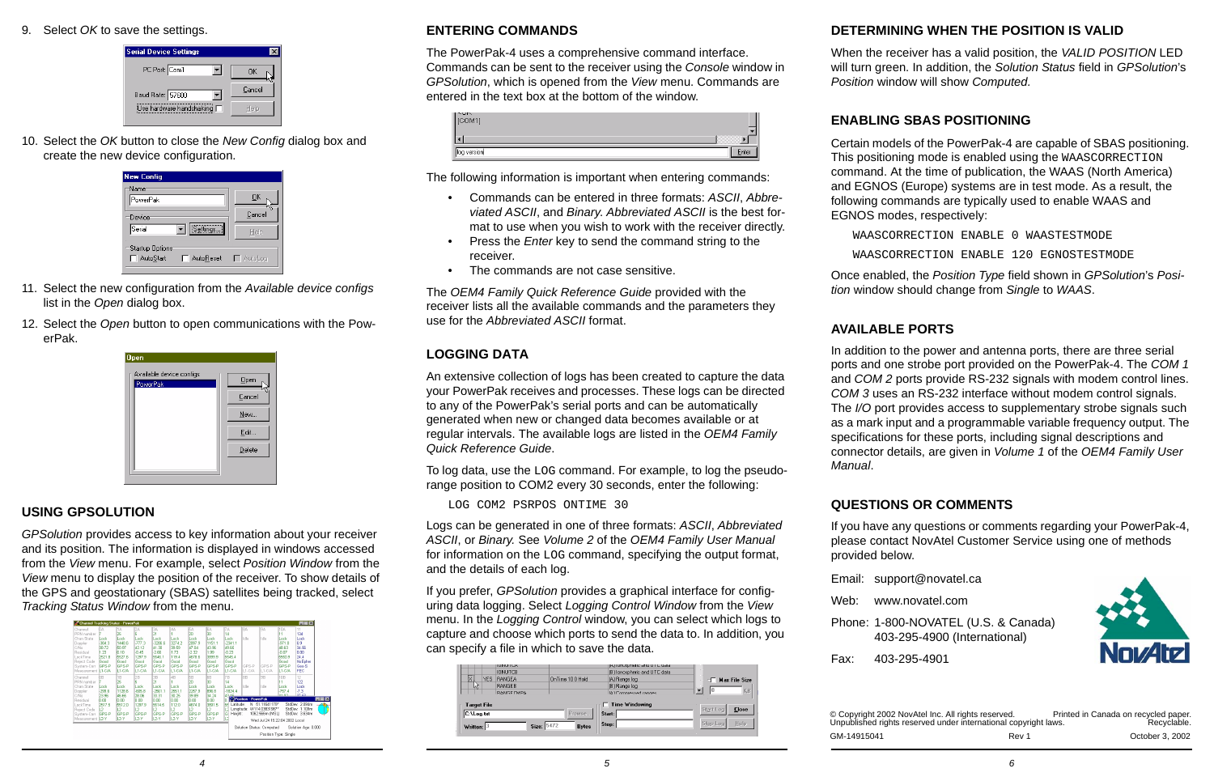9. Select *OK* to save the settings.

10. Select the *OK* button to close the *New Config* dialog box and create the new device configuration.

11. Select the new configuration from the *Available device configs* list in the *Open* dialog box.

12. Select the *Open* button to open communications with the PowerPak.

## USING GPSOLUTION

*GPSolution* provides access to key information about your receiver and its position. The information is displayed in windows accessed from the *View* menu. For example, select *Position Window* from the *View* menu to display the position of the receiver. To show details of the GPS and geostationary (SBAS) satellites being tracked, select *Tracking Status Window* from the menu.

## ENTERING COMMANDS

The PowerPak-4 uses a comprehensive command interface. Commands can be sent to the receiver using the *Console* window in *GPSolution*, which is opened from the *View* menu. Commands are entered in the text box at the bottom of the window.

The following information is important when entering commands:

- Commands can be entered in three formats: *ASCII*, *Abbreviated ASCII*, and *Binary. Abbreviated ASCII* is the best format to use when you wish to work with the receiver directly.
- Press the *Enter* key to send the command string to the receiver.
- The commands are not case sensitive.

The *OEM4 Family Quick Reference Guide* provided with the receiver lists all the available commands and the parameters they use for the *Abbreviated ASCII* format.

## LOGGING DATA

An extensive collection of logs has been created to capture the data your PowerPak receives and processes. These logs can be directed to any of the PowerPak's serial ports and can be automatically generated when new or changed data becomes available or at regular intervals. The available logs are listed in the *OEM4 Family Quick Reference Guide*.

To log data, use the LOG command. For example, to log the pseudorange position to COM2 every 30 seconds, enter the following:

```
LOG COM2 PSRPOS ONTIME 30
```

Logs can be generated in one of three formats: *ASCII*, *Abbreviated ASCII*, or *Binary.* See *Volume 2* of the *OEM4 Family User Manual* for information on the LOG command, specifying the output format, and the details of each log.

If you prefer, *GPSolution* provides a graphical interface for configuring data logging. Select *Logging Control Window* from the *View* menu. In the *Logging Control* window, you can select which logs to capture and choose which ports to send the data to. In addition, you can specify a file in which to save the data.

## DETERMINING WHEN THE POSITION IS VALID

When the receiver has a valid position, the *VALID POSITION* LED will turn green. In addition, the *Solution Status* field in *GPSolution*'s *Position* window will show *Computed.*

## ENABLING SBAS POSITIONING

Certain models of the PowerPak-4 are capable of SBAS positioning. This positioning mode is enabled using the WAASCORRECTION command. At the time of publication, the WAAS (North America) and EGNOS (Europe) systems are in test mode. As a result, the following commands are typically used to enable WAAS and EGNOS modes, respectively:

```
WAASCORRECTION ENABLE 0 WAASTESTMODE
WAASCORRECTION ENABLE 120 EGNOSTESTMODE
```

Once enabled, the *Position Type* field shown in *GPSolution*'s *Position* window should change from *Single* to *WAAS*.

## AVAILABLE PORTS

In addition to the power and antenna ports, there are three serial ports and one strobe port provided on the PowerPak-4. The *COM 1* and *COM 2* ports provide RS-232 signals with modem control lines. *COM 3* uses an RS-232 interface without modem control signals. The *I/O* port provides access to supplementary strobe signals such as a mark input and a programmable variable frequency output. The specifications for these ports, including signal descriptions and connector details, are given in *Volume 1* of the *OEM4 Family User Manual*.

## QUESTIONS OR COMMENTS

If you have any questions or comments regarding your PowerPak-4, please contact NovAtel Customer Service using one of methods provided below.

Email: support@novatel.ca

Web: www.novatel.com

Phone: 1-800-NOVATEL (U.S. & Canada)
403-295-4900 (International)

Fax: 403-295-4901

© Copyright 2002 NovAtel Inc. All rights reserved. Unpublished rights reserved under international copyright laws.

Printed in Canada on recycled paper. Recyclable.

GM-14915041 Rev 1 October 3, 2002